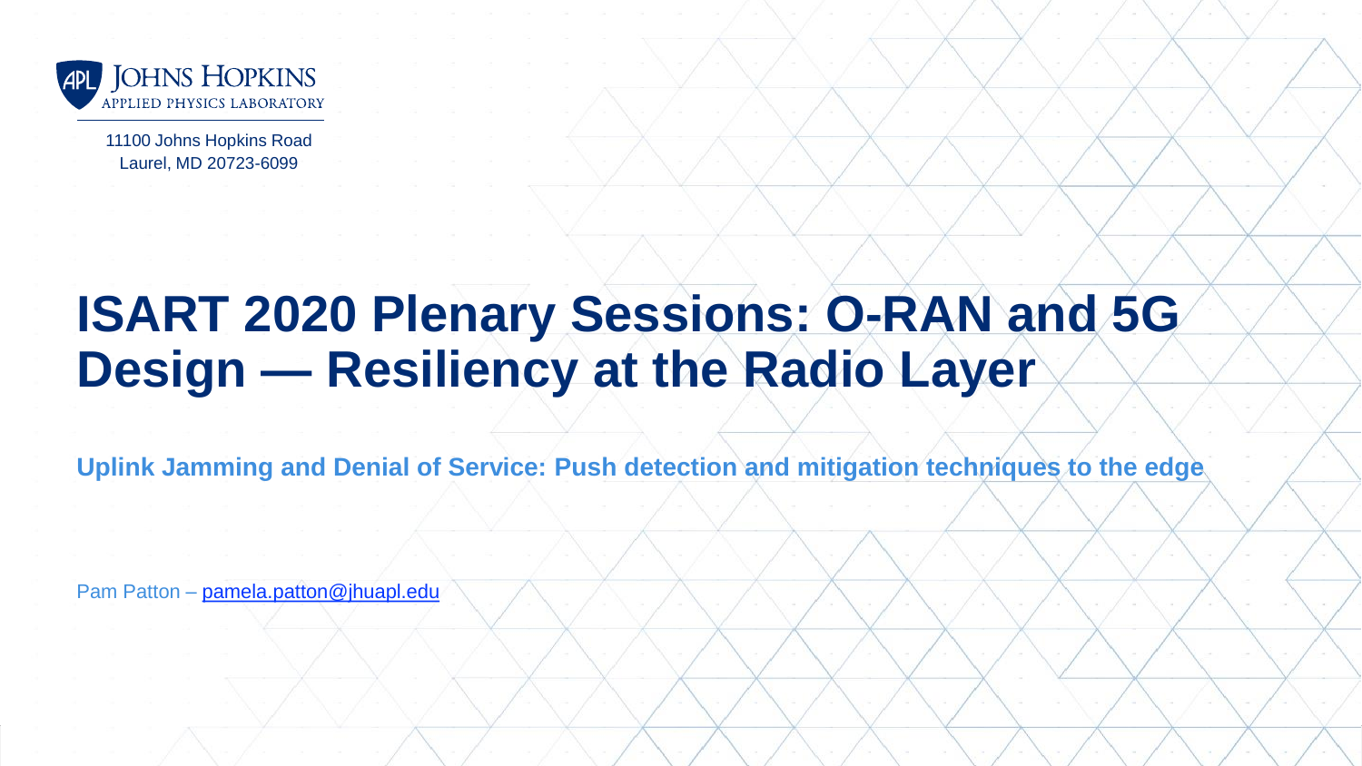JOHNS HOPKINS
APPLIED PHYSICS LABORATORY

11100 Johns Hopkins Road
Laurel, MD 20723-6099

# ISART 2020 Plenary Sessions: O-RAN and 5G Design — Resiliency at the Radio Layer

## Uplink Jamming and Denial of Service: Push detection and mitigation techniques to the edge

Pam Patton – pamela.patton@jhuapl.edu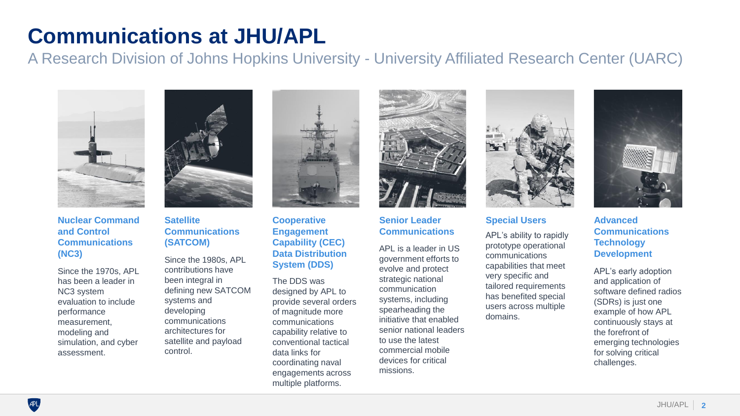# Communications at JHU/APL

A Research Division of Johns Hopkins University - University Affiliated Research Center (UARC)

### Nuclear Command and Control Communications (NC3)

Since the 1970s, APL has been a leader in NC3 system evaluation to include performance measurement, modeling and simulation, and cyber assessment.

### Satellite Communications (SATCOM)

Since the 1980s, APL contributions have been integral in defining new SATCOM systems and developing communications architectures for satellite and payload control.

### Cooperative Engagement Capability (CEC) Data Distribution System (DDS)

The DDS was designed by APL to provide several orders of magnitude more communications capability relative to conventional tactical data links for coordinating naval engagements across multiple platforms.

### Senior Leader Communications

APL is a leader in US government efforts to evolve and protect strategic national communication systems, including spearheading the initiative that enabled senior national leaders to use the latest commercial mobile devices for critical missions.

### Special Users

APL's ability to rapidly prototype operational communications capabilities that meet very specific and tailored requirements has benefited special users across multiple domains.

### Advanced Communications Technology Development

APL's early adoption and application of software defined radios (SDRs) is just one example of how APL continuously stays at the forefront of emerging technologies for solving critical challenges.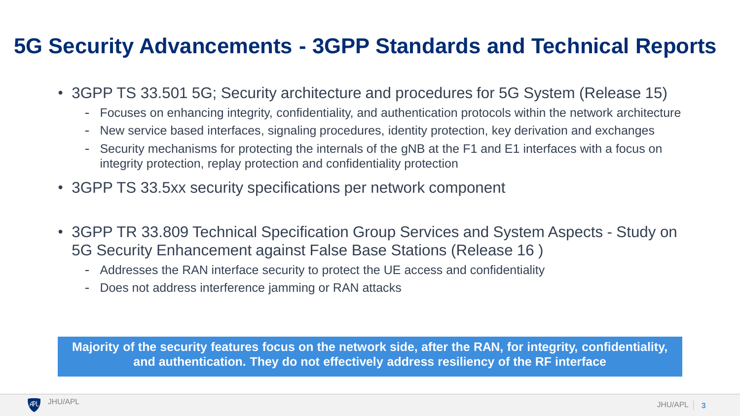# 5G Security Advancements - 3GPP Standards and Technical Reports

- 3GPP TS 33.501 5G; Security architecture and procedures for 5G System (Release 15)
  - Focuses on enhancing integrity, confidentiality, and authentication protocols within the network architecture
  - New service based interfaces, signaling procedures, identity protection, key derivation and exchanges
  - Security mechanisms for protecting the internals of the gNB at the F1 and E1 interfaces with a focus on integrity protection, replay protection and confidentiality protection
- 3GPP TS 33.5xx security specifications per network component
- 3GPP TR 33.809 Technical Specification Group Services and System Aspects - Study on 5G Security Enhancement against False Base Stations (Release 16 )
  - Addresses the RAN interface security to protect the UE access and confidentiality
  - Does not address interference jamming or RAN attacks

**Majority of the security features focus on the network side, after the RAN, for integrity, confidentiality, and authentication. They do not effectively address resiliency of the RF interface**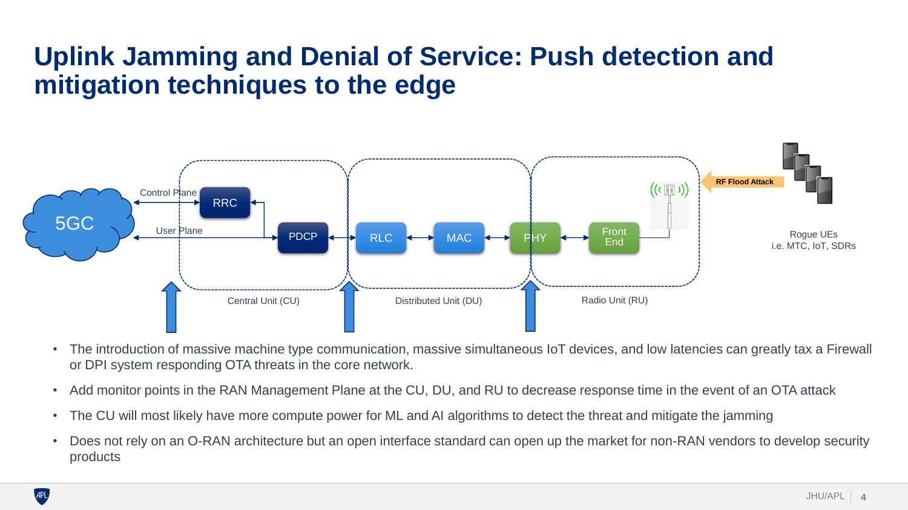# Uplink Jamming and Denial of Service: Push detection and mitigation techniques to the edge

5GC

Control Plane

User Plane

RRC

PDCP

RLC

MAC

PHY

Front End

RF Flood Attack

Rogue UEs
i.e. MTC, IoT, SDRs

Central Unit (CU)

Distributed Unit (DU)

Radio Unit (RU)

- The introduction of massive machine type communication, massive simultaneous IoT devices, and low latencies can greatly tax a Firewall or DPI system responding OTA threats in the core network.
- Add monitor points in the RAN Management Plane at the CU, DU, and RU to decrease response time in the event of an OTA attack
- The CU will most likely have more compute power for ML and AI algorithms to detect the threat and mitigate the jamming
- Does not rely on an O-RAN architecture but an open interface standard can open up the market for non-RAN vendors to develop security products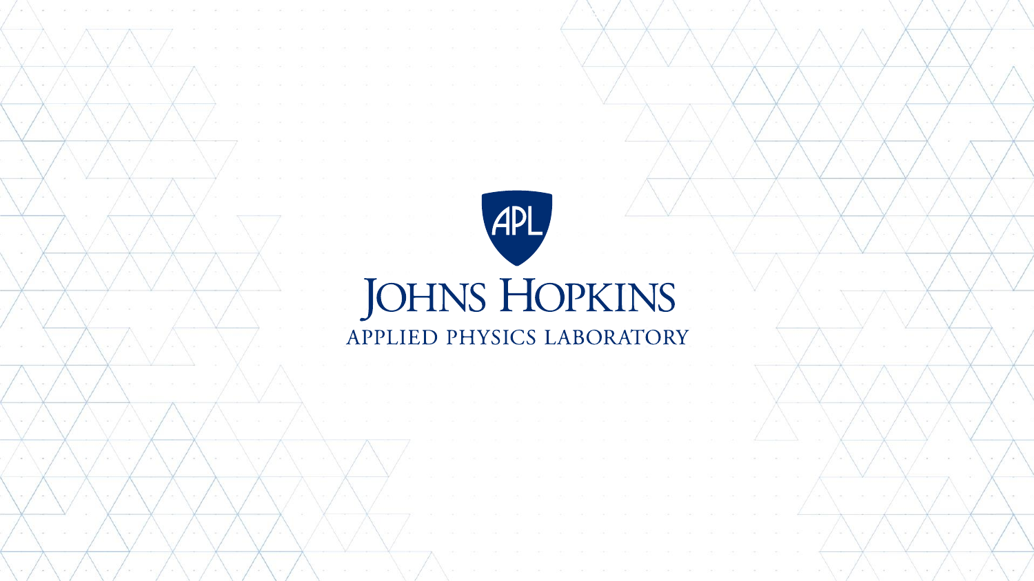APL

JOHNS HOPKINS

APPLIED PHYSICS LABORATORY